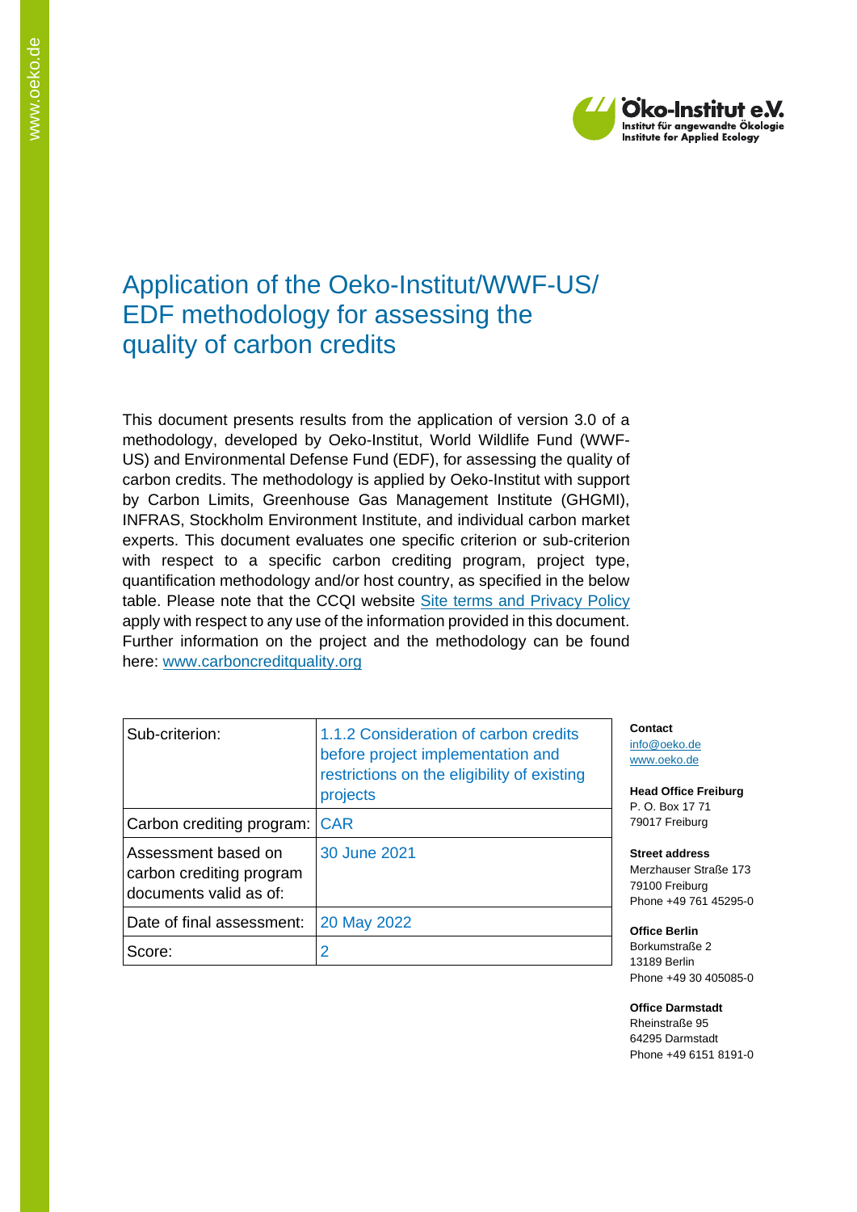# Application of the Oeko-Institut/WWF-US/ EDF methodology for assessing the quality of carbon credits

This document presents results from the application of version 3.0 of a methodology, developed by Oeko-Institut, World Wildlife Fund (WWF-US) and Environmental Defense Fund (EDF), for assessing the quality of carbon credits. The methodology is applied by Oeko-Institut with support by Carbon Limits, Greenhouse Gas Management Institute (GHGMI), INFRAS, Stockholm Environment Institute, and individual carbon market experts. This document evaluates one specific criterion or sub-criterion with respect to a specific carbon crediting program, project type, quantification methodology and/or host country, as specified in the below table. Please note that the CCQI website [Site terms and Privacy Policy](#) apply with respect to any use of the information provided in this document. Further information on the project and the methodology can be found here: [www.carboncreditquality.org](http://www.carboncreditquality.org)

| Sub-criterion: | 1.1.2 Consideration of carbon credits before project implementation and restrictions on the eligibility of existing projects |
|---|---|
| Carbon crediting program: | CAR |
| Assessment based on carbon crediting program documents valid as of: | 30 June 2021 |
| Date of final assessment: | 20 May 2022 |
| Score: | 2 |

**Contact**
info@oeko.de
www.oeko.de

**Head Office Freiburg**
P. O. Box 17 71
79017 Freiburg

**Street address**
Merzhauser Straße 173
79100 Freiburg
Phone +49 761 45295-0

**Office Berlin**
Borkumstraße 2
13189 Berlin
Phone +49 30 405085-0

**Office Darmstadt**
Rheinstraße 95
64295 Darmstadt
Phone +49 6151 8191-0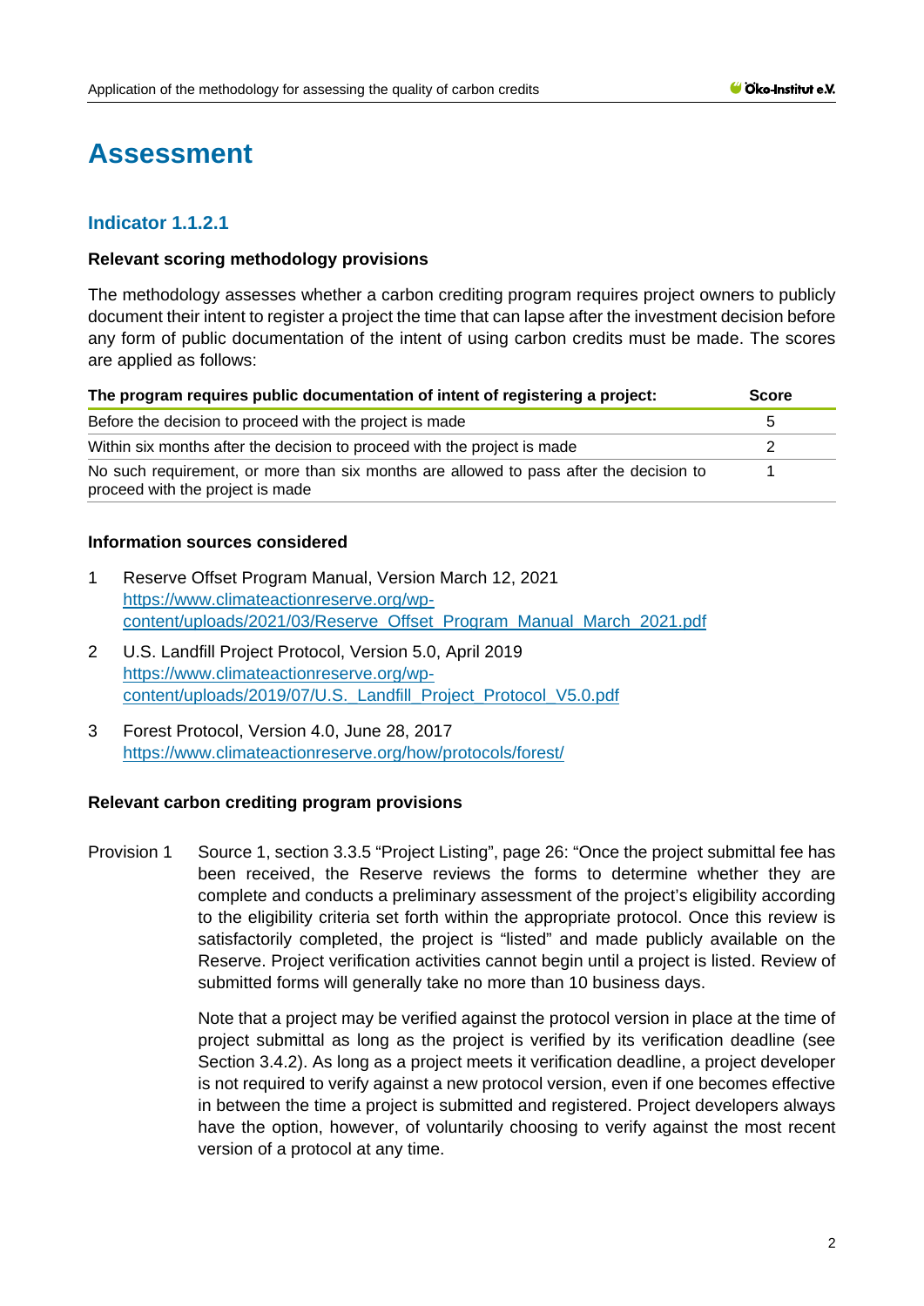# Assessment

## Indicator 1.1.2.1

### Relevant scoring methodology provisions

The methodology assesses whether a carbon crediting program requires project owners to publicly document their intent to register a project the time that can lapse after the investment decision before any form of public documentation of the intent of using carbon credits must be made. The scores are applied as follows:

| The program requires public documentation of intent of registering a project: | Score |
|---|---|
| Before the decision to proceed with the project is made | 5 |
| Within six months after the decision to proceed with the project is made | 2 |
| No such requirement, or more than six months are allowed to pass after the decision to proceed with the project is made | 1 |

### Information sources considered

1. Reserve Offset Program Manual, Version March 12, 2021
   https://www.climateactionreserve.org/wp-content/uploads/2021/03/Reserve_Offset_Program_Manual_March_2021.pdf
2. U.S. Landfill Project Protocol, Version 5.0, April 2019
   https://www.climateactionreserve.org/wp-content/uploads/2019/07/U.S._Landfill_Project_Protocol_V5.0.pdf
3. Forest Protocol, Version 4.0, June 28, 2017
   https://www.climateactionreserve.org/how/protocols/forest/

### Relevant carbon crediting program provisions

Provision 1 Source 1, section 3.3.5 "Project Listing", page 26: "Once the project submittal fee has been received, the Reserve reviews the forms to determine whether they are complete and conducts a preliminary assessment of the project's eligibility according to the eligibility criteria set forth within the appropriate protocol. Once this review is satisfactorily completed, the project is "listed" and made publicly available on the Reserve. Project verification activities cannot begin until a project is listed. Review of submitted forms will generally take no more than 10 business days.

Note that a project may be verified against the protocol version in place at the time of project submittal as long as the project is verified by its verification deadline (see Section 3.4.2). As long as a project meets it verification deadline, a project developer is not required to verify against a new protocol version, even if one becomes effective in between the time a project is submitted and registered. Project developers always have the option, however, of voluntarily choosing to verify against the most recent version of a protocol at any time.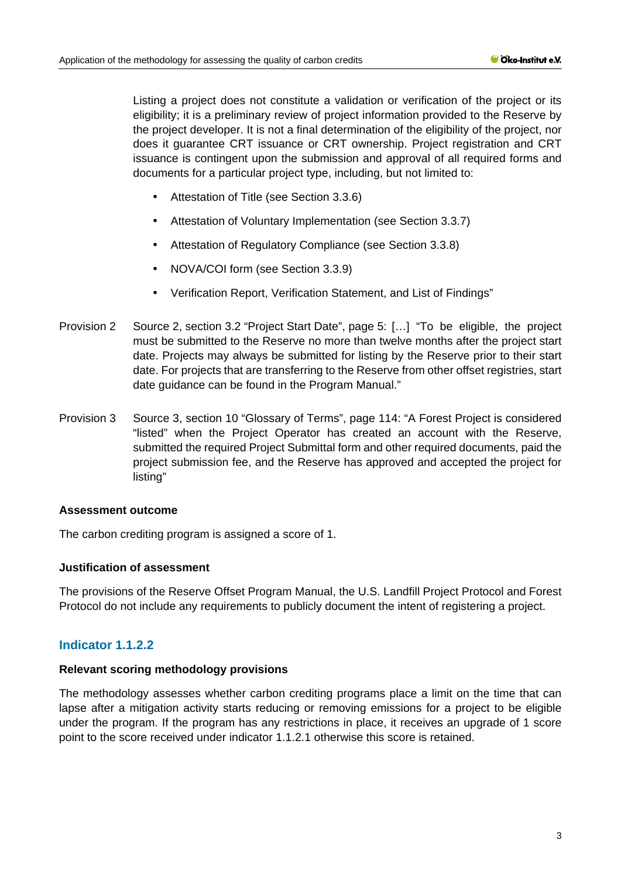Listing a project does not constitute a validation or verification of the project or its eligibility; it is a preliminary review of project information provided to the Reserve by the project developer. It is not a final determination of the eligibility of the project, nor does it guarantee CRT issuance or CRT ownership. Project registration and CRT issuance is contingent upon the submission and approval of all required forms and documents for a particular project type, including, but not limited to:

- Attestation of Title (see Section 3.3.6)
- Attestation of Voluntary Implementation (see Section 3.3.7)
- Attestation of Regulatory Compliance (see Section 3.3.8)
- NOVA/COI form (see Section 3.3.9)
- Verification Report, Verification Statement, and List of Findings"

Provision 2 Source 2, section 3.2 "Project Start Date", page 5: […] "To be eligible, the project must be submitted to the Reserve no more than twelve months after the project start date. Projects may always be submitted for listing by the Reserve prior to their start date. For projects that are transferring to the Reserve from other offset registries, start date guidance can be found in the Program Manual."

Provision 3 Source 3, section 10 "Glossary of Terms", page 114: "A Forest Project is considered "listed" when the Project Operator has created an account with the Reserve, submitted the required Project Submittal form and other required documents, paid the project submission fee, and the Reserve has approved and accepted the project for listing"

**Assessment outcome**

The carbon crediting program is assigned a score of 1.

**Justification of assessment**

The provisions of the Reserve Offset Program Manual, the U.S. Landfill Project Protocol and Forest Protocol do not include any requirements to publicly document the intent of registering a project.

## Indicator 1.1.2.2

**Relevant scoring methodology provisions**

The methodology assesses whether carbon crediting programs place a limit on the time that can lapse after a mitigation activity starts reducing or removing emissions for a project to be eligible under the program. If the program has any restrictions in place, it receives an upgrade of 1 score point to the score received under indicator 1.1.2.1 otherwise this score is retained.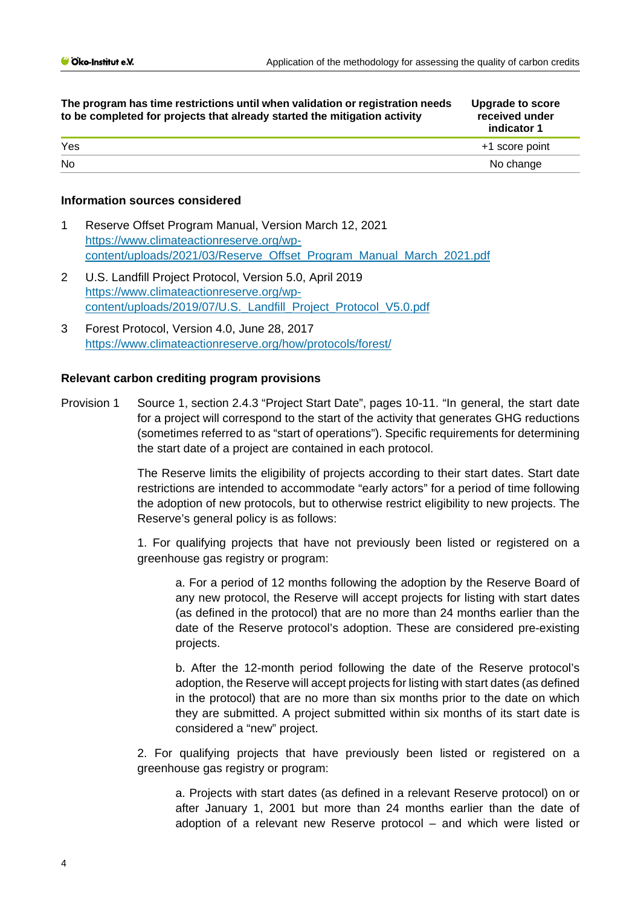| The program has time restrictions until when validation or registration needs to be completed for projects that already started the mitigation activity | Upgrade to score received under indicator 1 |
|---|---|
| Yes | +1 score point |
| No | No change |

**Information sources considered**

1. Reserve Offset Program Manual, Version March 12, 2021
   https://www.climateactionreserve.org/wp-content/uploads/2021/03/Reserve_Offset_Program_Manual_March_2021.pdf
2. U.S. Landfill Project Protocol, Version 5.0, April 2019
   https://www.climateactionreserve.org/wp-content/uploads/2019/07/U.S._Landfill_Project_Protocol_V5.0.pdf
3. Forest Protocol, Version 4.0, June 28, 2017
   https://www.climateactionreserve.org/how/protocols/forest/

**Relevant carbon crediting program provisions**

Provision 1 Source 1, section 2.4.3 "Project Start Date", pages 10-11. "In general, the start date for a project will correspond to the start of the activity that generates GHG reductions (sometimes referred to as "start of operations"). Specific requirements for determining the start date of a project are contained in each protocol.

The Reserve limits the eligibility of projects according to their start dates. Start date restrictions are intended to accommodate "early actors" for a period of time following the adoption of new protocols, but to otherwise restrict eligibility to new projects. The Reserve's general policy is as follows:

1. For qualifying projects that have not previously been listed or registered on a greenhouse gas registry or program:

   a. For a period of 12 months following the adoption by the Reserve Board of any new protocol, the Reserve will accept projects for listing with start dates (as defined in the protocol) that are no more than 24 months earlier than the date of the Reserve protocol's adoption. These are considered pre-existing projects.

   b. After the 12-month period following the date of the Reserve protocol's adoption, the Reserve will accept projects for listing with start dates (as defined in the protocol) that are no more than six months prior to the date on which they are submitted. A project submitted within six months of its start date is considered a "new" project.

2. For qualifying projects that have previously been listed or registered on a greenhouse gas registry or program:

   a. Projects with start dates (as defined in a relevant Reserve protocol) on or after January 1, 2001 but more than 24 months earlier than the date of adoption of a relevant new Reserve protocol – and which were listed or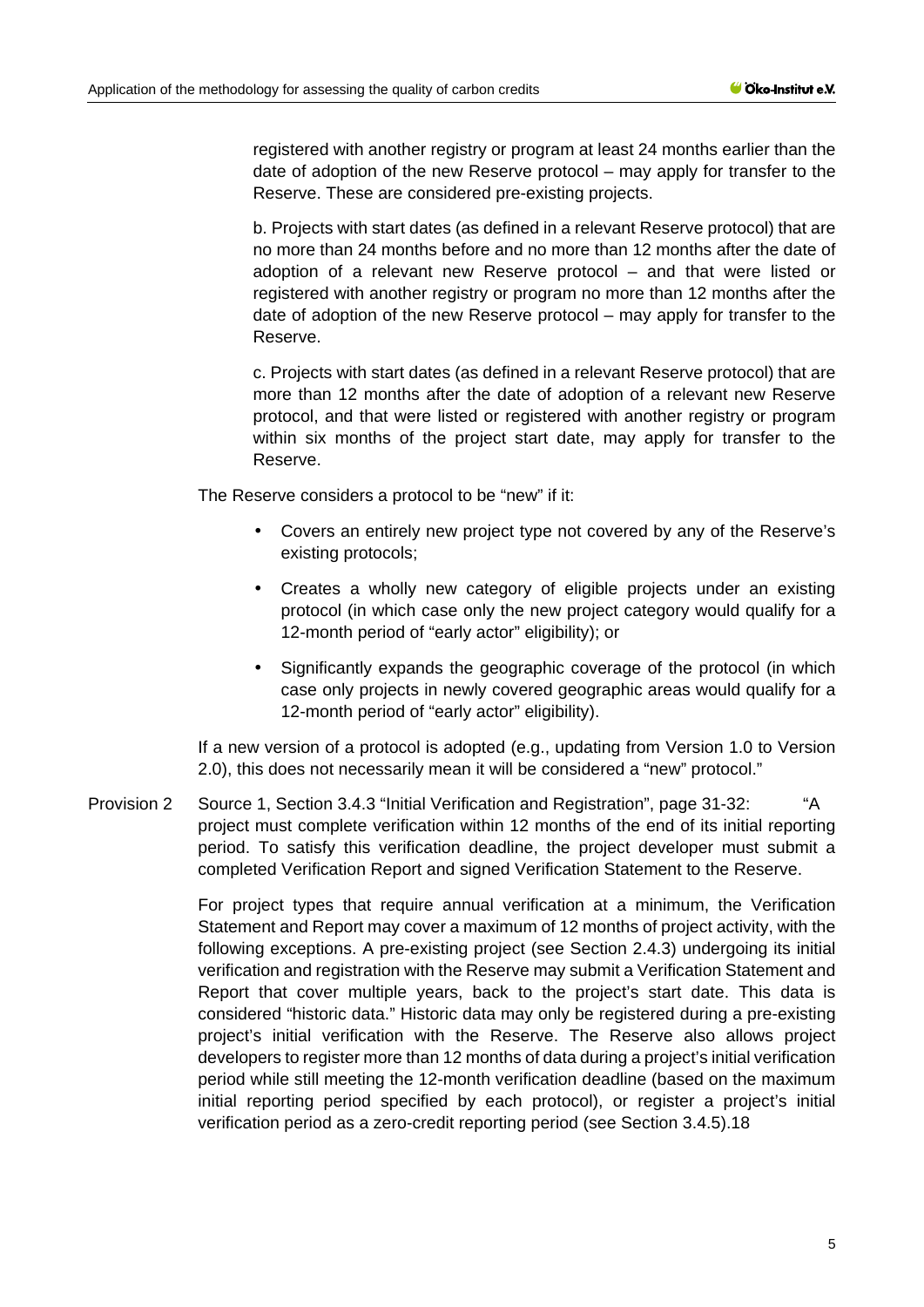registered with another registry or program at least 24 months earlier than the date of adoption of the new Reserve protocol – may apply for transfer to the Reserve. These are considered pre-existing projects.

b. Projects with start dates (as defined in a relevant Reserve protocol) that are no more than 24 months before and no more than 12 months after the date of adoption of a relevant new Reserve protocol – and that were listed or registered with another registry or program no more than 12 months after the date of adoption of the new Reserve protocol – may apply for transfer to the Reserve.

c. Projects with start dates (as defined in a relevant Reserve protocol) that are more than 12 months after the date of adoption of a relevant new Reserve protocol, and that were listed or registered with another registry or program within six months of the project start date, may apply for transfer to the Reserve.

The Reserve considers a protocol to be "new" if it:

- Covers an entirely new project type not covered by any of the Reserve's existing protocols;
- Creates a wholly new category of eligible projects under an existing protocol (in which case only the new project category would qualify for a 12-month period of "early actor" eligibility); or
- Significantly expands the geographic coverage of the protocol (in which case only projects in newly covered geographic areas would qualify for a 12-month period of "early actor" eligibility).

If a new version of a protocol is adopted (e.g., updating from Version 1.0 to Version 2.0), this does not necessarily mean it will be considered a "new" protocol."

Provision 2 Source 1, Section 3.4.3 "Initial Verification and Registration", page 31-32: "A project must complete verification within 12 months of the end of its initial reporting period. To satisfy this verification deadline, the project developer must submit a completed Verification Report and signed Verification Statement to the Reserve.

For project types that require annual verification at a minimum, the Verification Statement and Report may cover a maximum of 12 months of project activity, with the following exceptions. A pre-existing project (see Section 2.4.3) undergoing its initial verification and registration with the Reserve may submit a Verification Statement and Report that cover multiple years, back to the project's start date. This data is considered "historic data." Historic data may only be registered during a pre-existing project's initial verification with the Reserve. The Reserve also allows project developers to register more than 12 months of data during a project's initial verification period while still meeting the 12-month verification deadline (based on the maximum initial reporting period specified by each protocol), or register a project's initial verification period as a zero-credit reporting period (see Section 3.4.5).[18]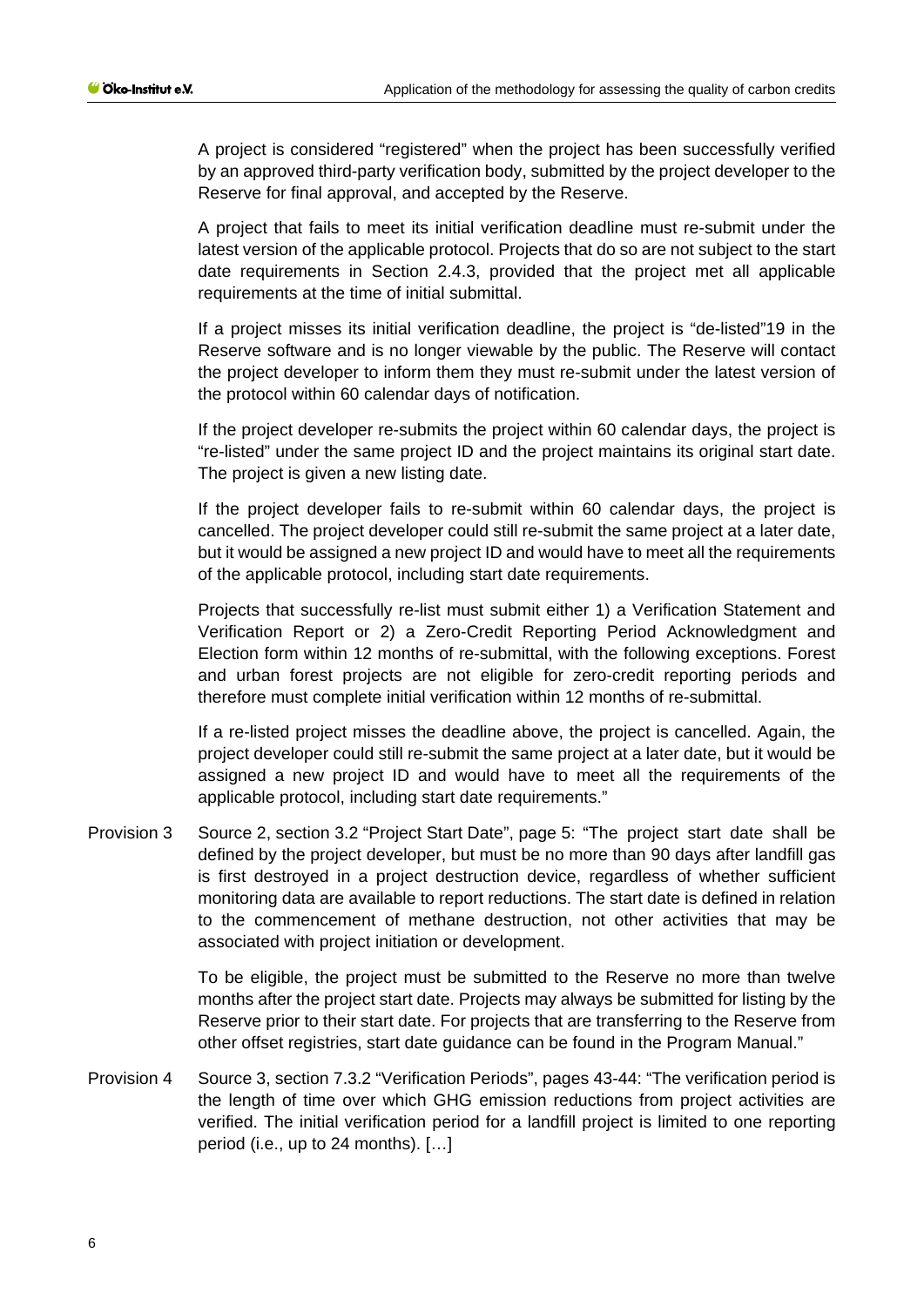A project is considered "registered" when the project has been successfully verified by an approved third-party verification body, submitted by the project developer to the Reserve for final approval, and accepted by the Reserve.

A project that fails to meet its initial verification deadline must re-submit under the latest version of the applicable protocol. Projects that do so are not subject to the start date requirements in Section 2.4.3, provided that the project met all applicable requirements at the time of initial submittal.

If a project misses its initial verification deadline, the project is "de-listed"19 in the Reserve software and is no longer viewable by the public. The Reserve will contact the project developer to inform them they must re-submit under the latest version of the protocol within 60 calendar days of notification.

If the project developer re-submits the project within 60 calendar days, the project is "re-listed" under the same project ID and the project maintains its original start date. The project is given a new listing date.

If the project developer fails to re-submit within 60 calendar days, the project is cancelled. The project developer could still re-submit the same project at a later date, but it would be assigned a new project ID and would have to meet all the requirements of the applicable protocol, including start date requirements.

Projects that successfully re-list must submit either 1) a Verification Statement and Verification Report or 2) a Zero-Credit Reporting Period Acknowledgment and Election form within 12 months of re-submittal, with the following exceptions. Forest and urban forest projects are not eligible for zero-credit reporting periods and therefore must complete initial verification within 12 months of re-submittal.

If a re-listed project misses the deadline above, the project is cancelled. Again, the project developer could still re-submit the same project at a later date, but it would be assigned a new project ID and would have to meet all the requirements of the applicable protocol, including start date requirements."

Provision 3 Source 2, section 3.2 "Project Start Date", page 5: "The project start date shall be defined by the project developer, but must be no more than 90 days after landfill gas is first destroyed in a project destruction device, regardless of whether sufficient monitoring data are available to report reductions. The start date is defined in relation to the commencement of methane destruction, not other activities that may be associated with project initiation or development.

To be eligible, the project must be submitted to the Reserve no more than twelve months after the project start date. Projects may always be submitted for listing by the Reserve prior to their start date. For projects that are transferring to the Reserve from other offset registries, start date guidance can be found in the Program Manual."

Provision 4 Source 3, section 7.3.2 "Verification Periods", pages 43-44: "The verification period is the length of time over which GHG emission reductions from project activities are verified. The initial verification period for a landfill project is limited to one reporting period (i.e., up to 24 months). […]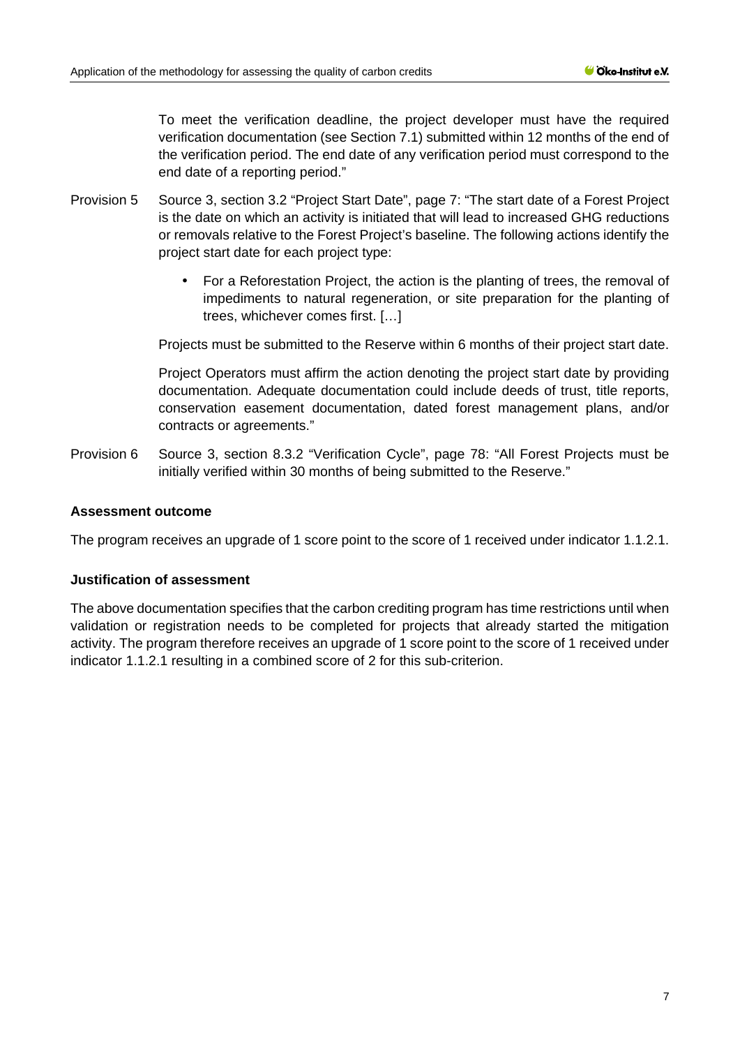To meet the verification deadline, the project developer must have the required verification documentation (see Section 7.1) submitted within 12 months of the end of the verification period. The end date of any verification period must correspond to the end date of a reporting period."

Provision 5 Source 3, section 3.2 "Project Start Date", page 7: "The start date of a Forest Project is the date on which an activity is initiated that will lead to increased GHG reductions or removals relative to the Forest Project's baseline. The following actions identify the project start date for each project type:

- For a Reforestation Project, the action is the planting of trees, the removal of impediments to natural regeneration, or site preparation for the planting of trees, whichever comes first. […]

Projects must be submitted to the Reserve within 6 months of their project start date.

Project Operators must affirm the action denoting the project start date by providing documentation. Adequate documentation could include deeds of trust, title reports, conservation easement documentation, dated forest management plans, and/or contracts or agreements."

Provision 6 Source 3, section 8.3.2 "Verification Cycle", page 78: "All Forest Projects must be initially verified within 30 months of being submitted to the Reserve."

#### Assessment outcome

The program receives an upgrade of 1 score point to the score of 1 received under indicator 1.1.2.1.

#### Justification of assessment

The above documentation specifies that the carbon crediting program has time restrictions until when validation or registration needs to be completed for projects that already started the mitigation activity. The program therefore receives an upgrade of 1 score point to the score of 1 received under indicator 1.1.2.1 resulting in a combined score of 2 for this sub-criterion.